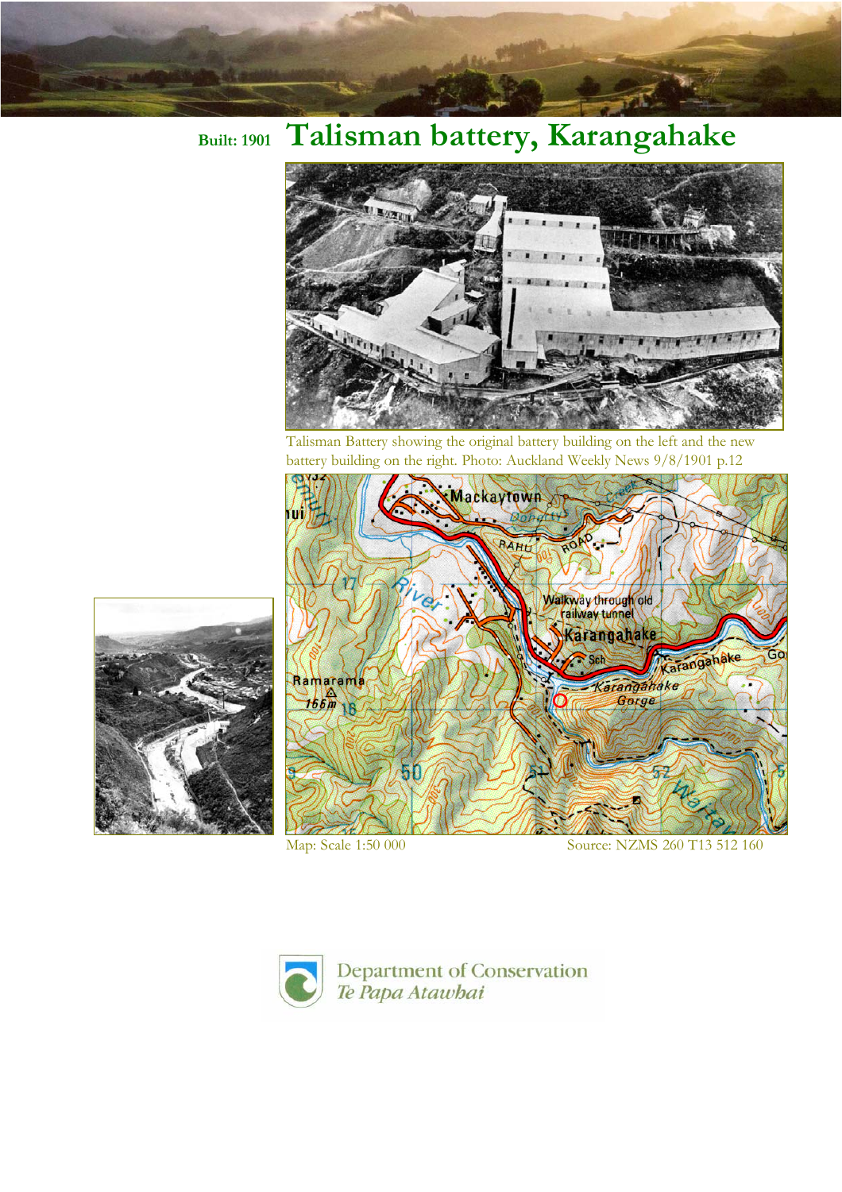Built: 1901

# Talisman battery, Karangahake

Talisman Battery showing the original battery building on the left and the new battery building on the right. Photo: Auckland Weekly News 9/8/1901 p.12

Map: Scale 1:50 000 Source: NZMS 260 T13 512 160

Department of Conservation
*Te Papa Atawhai*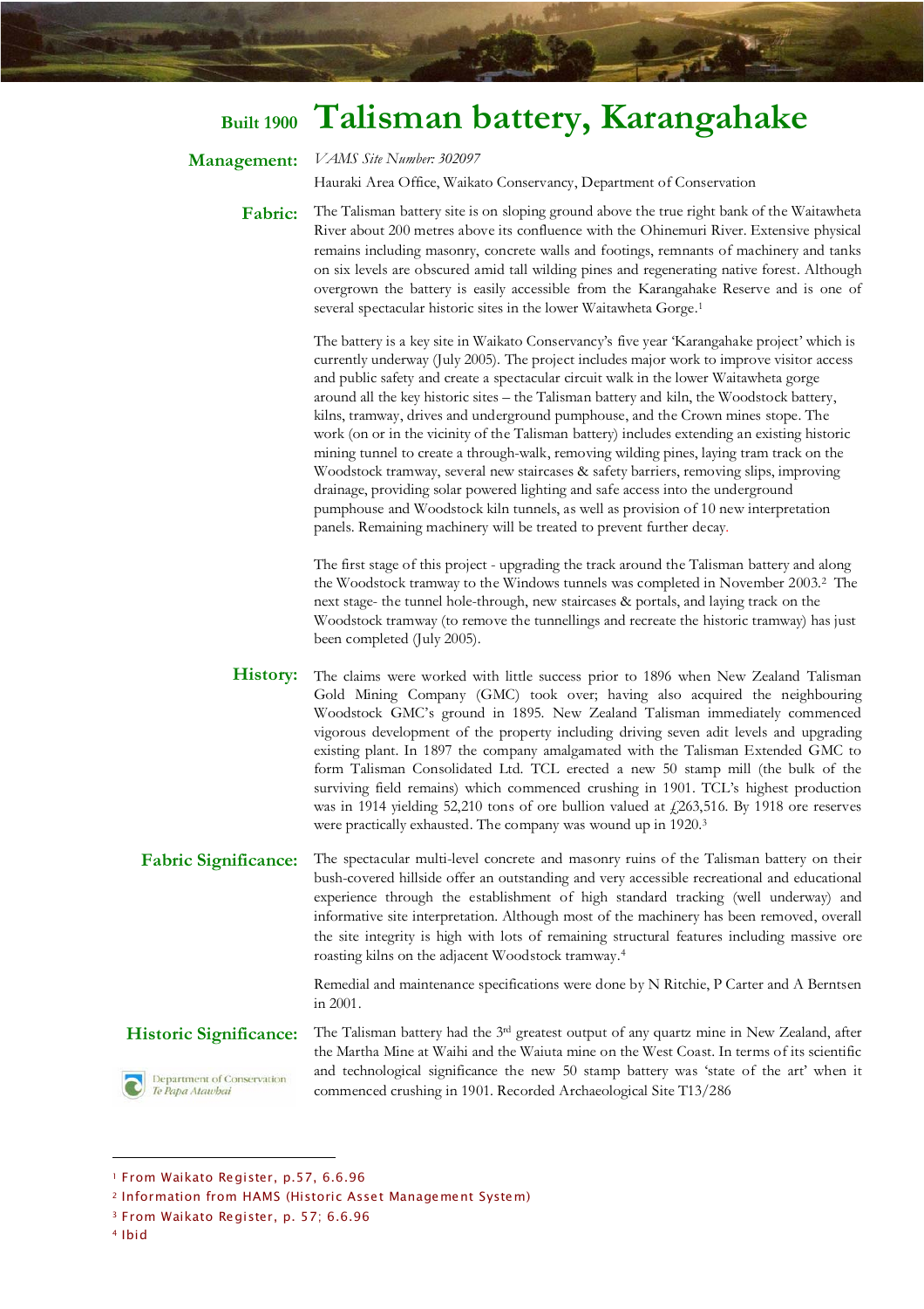# Talisman battery, Karangahake

**Built 1900**

**Management:** *VAMS Site Number: 302097*

Hauraki Area Office, Waikato Conservancy, Department of Conservation

**Fabric:** The Talisman battery site is on sloping ground above the true right bank of the Waitawheta River about 200 metres above its confluence with the Ohinemuri River. Extensive physical remains including masonry, concrete walls and footings, remnants of machinery and tanks on six levels are obscured amid tall wilding pines and regenerating native forest. Although overgrown the battery is easily accessible from the Karangahake Reserve and is one of several spectacular historic sites in the lower Waitawheta Gorge.[1]

The battery is a key site in Waikato Conservancy's five year 'Karangahake project' which is currently underway (July 2005). The project includes major work to improve visitor access and public safety and create a spectacular circuit walk in the lower Waitawheta gorge around all the key historic sites – the Talisman battery and kiln, the Woodstock battery, kilns, tramway, drives and underground pumphouse, and the Crown mines stope. The work (on or in the vicinity of the Talisman battery) includes extending an existing historic mining tunnel to create a through-walk, removing wilding pines, laying tram track on the Woodstock tramway, several new staircases & safety barriers, removing slips, improving drainage, providing solar powered lighting and safe access into the underground pumphouse and Woodstock kiln tunnels, as well as provision of 10 new interpretation panels. Remaining machinery will be treated to prevent further decay.

The first stage of this project - upgrading the track around the Talisman battery and along the Woodstock tramway to the Windows tunnels was completed in November 2003.[2] The next stage- the tunnel hole-through, new staircases & portals, and laying track on the Woodstock tramway (to remove the tunnellings and recreate the historic tramway) has just been completed (July 2005).

**History:** The claims were worked with little success prior to 1896 when New Zealand Talisman Gold Mining Company (GMC) took over; having also acquired the neighbouring Woodstock GMC's ground in 1895. New Zealand Talisman immediately commenced vigorous development of the property including driving seven adit levels and upgrading existing plant. In 1897 the company amalgamated with the Talisman Extended GMC to form Talisman Consolidated Ltd. TCL erected a new 50 stamp mill (the bulk of the surviving field remains) which commenced crushing in 1901. TCL's highest production was in 1914 yielding 52,210 tons of ore bullion valued at £263,516. By 1918 ore reserves were practically exhausted. The company was wound up in 1920.[3]

**Fabric Significance:** The spectacular multi-level concrete and masonry ruins of the Talisman battery on their bush-covered hillside offer an outstanding and very accessible recreational and educational experience through the establishment of high standard tracking (well underway) and informative site interpretation. Although most of the machinery has been removed, overall the site integrity is high with lots of remaining structural features including massive ore roasting kilns on the adjacent Woodstock tramway.[4]

Remedial and maintenance specifications were done by N Ritchie, P Carter and A Berntsen in 2001.

**Historic Significance:** The Talisman battery had the 3rd greatest output of any quartz mine in New Zealand, after the Martha Mine at Waihi and the Waiuta mine on the West Coast. In terms of its scientific and technological significance the new 50 stamp battery was 'state of the art' when it commenced crushing in 1901. Recorded Archaeological Site T13/286

Department of Conservation
*Te Papa Atawhai*

---

[1] From Waikato Register, p.57, 6.6.96

[2] Information from HAMS (Historic Asset Management System)

[3] From Waikato Register, p. 57; 6.6.96

[4] Ibid